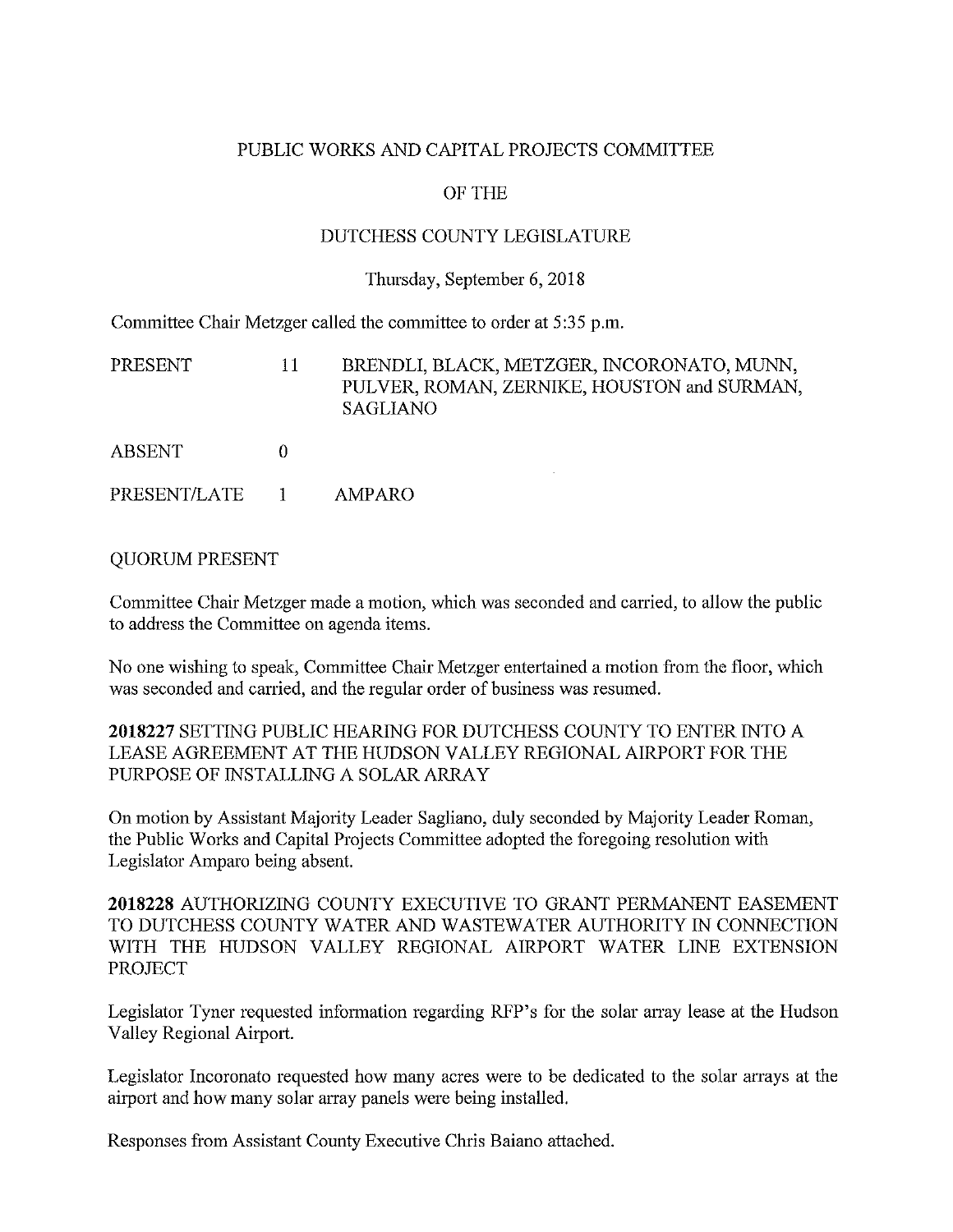# PUBLIC WORKS AND CAPITAL PROJECTS COMMITTEE

## OF THE

## DUTCHESS COUNTY LEGISLATURE

Thursday, September 6, 2018

Committee Chair Metzger called the committee to order at 5:35 p.m.

| | | |
|---|---|---|
| PRESENT | 11 | BRENDLI, BLACK, METZGER, INCORONATO, MUNN, PULVER, ROMAN, ZERNIKE, HOUSTON and SURMAN, SAGLIANO |
| ABSENT | 0 | |
| PRESENT/LATE | 1 | AMPARO |

QUORUM PRESENT

Committee Chair Metzger made a motion, which was seconded and carried, to allow the public to address the Committee on agenda items.

No one wishing to speak, Committee Chair Metzger entertained a motion from the floor, which was seconded and carried, and the regular order of business was resumed.

**2018227** SETTING PUBLIC HEARING FOR DUTCHESS COUNTY TO ENTER INTO A LEASE AGREEMENT AT THE HUDSON VALLEY REGIONAL AIRPORT FOR THE PURPOSE OF INSTALLING A SOLAR ARRAY

On motion by Assistant Majority Leader Sagliano, duly seconded by Majority Leader Roman, the Public Works and Capital Projects Committee adopted the foregoing resolution with Legislator Amparo being absent.

**2018228** AUTHORIZING COUNTY EXECUTIVE TO GRANT PERMANENT EASEMENT TO DUTCHESS COUNTY WATER AND WASTEWATER AUTHORITY IN CONNECTION WITH THE HUDSON VALLEY REGIONAL AIRPORT WATER LINE EXTENSION PROJECT

Legislator Tyner requested information regarding RFP's for the solar array lease at the Hudson Valley Regional Airport.

Legislator Incoronato requested how many acres were to be dedicated to the solar arrays at the airport and how many solar array panels were being installed.

Responses from Assistant County Executive Chris Baiano attached.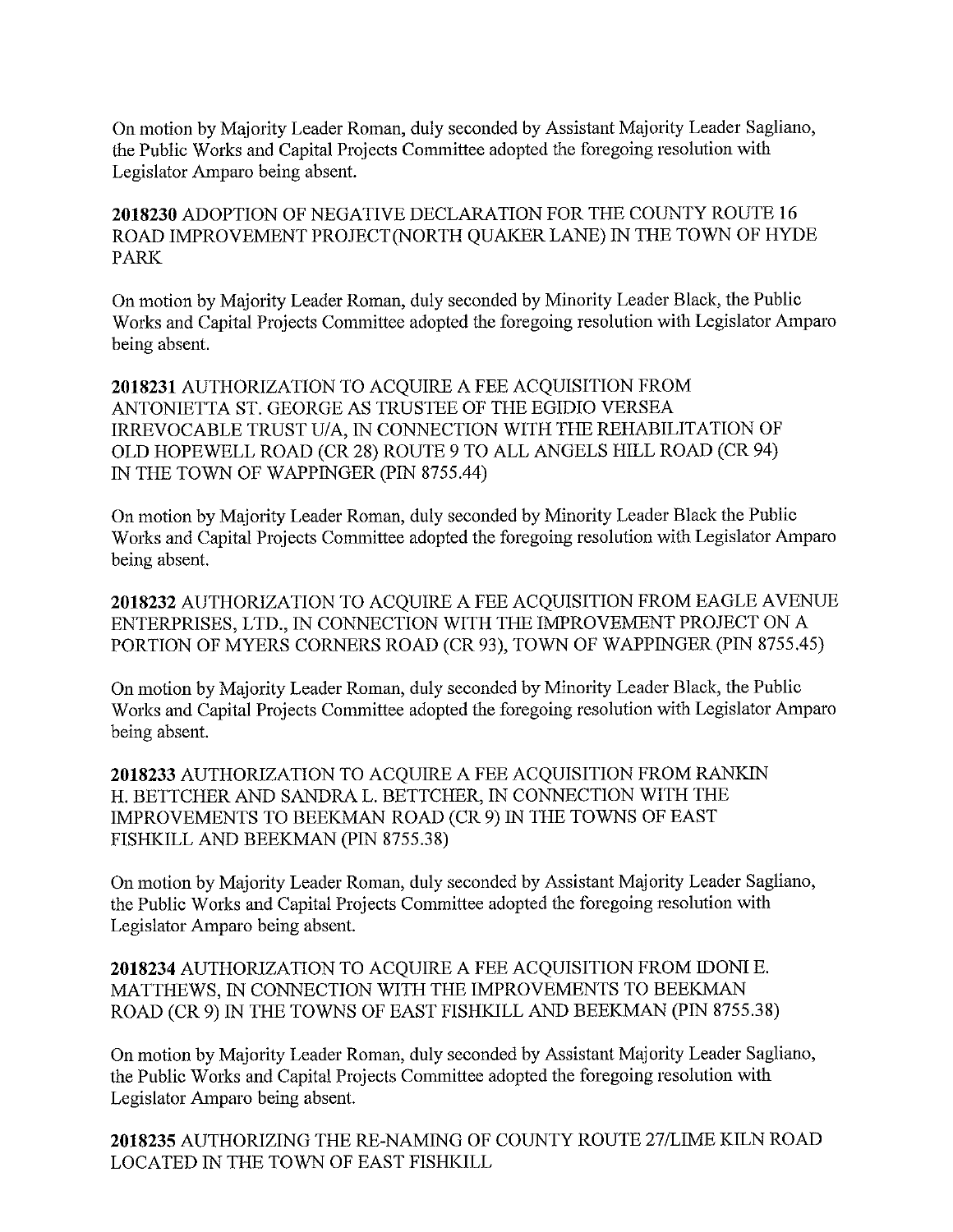On motion by Majority Leader Roman, duly seconded by Assistant Majority Leader Sagliano, the Public Works and Capital Projects Committee adopted the foregoing resolution with Legislator Amparo being absent.

**2018230** ADOPTION OF NEGATIVE DECLARATION FOR THE COUNTY ROUTE 16 ROAD IMPROVEMENT PROJECT(NORTH QUAKER LANE) IN THE TOWN OF HYDE PARK

On motion by Majority Leader Roman, duly seconded by Minority Leader Black, the Public Works and Capital Projects Committee adopted the foregoing resolution with Legislator Amparo being absent.

**2018231** AUTHORIZATION TO ACQUIRE A FEE ACQUISITION FROM ANTONIETTA ST. GEORGE AS TRUSTEE OF THE EGIDIO VERSEA IRREVOCABLE TRUST U/A, IN CONNECTION WITH THE REHABILITATION OF OLD HOPEWELL ROAD (CR 28) ROUTE 9 TO ALL ANGELS HILL ROAD (CR 94) IN THE TOWN OF WAPPINGER (PIN 8755.44)

On motion by Majority Leader Roman, duly seconded by Minority Leader Black the Public Works and Capital Projects Committee adopted the foregoing resolution with Legislator Amparo being absent.

**2018232** AUTHORIZATION TO ACQUIRE A FEE ACQUISITION FROM EAGLE AVENUE ENTERPRISES, LTD., IN CONNECTION WITH THE IMPROVEMENT PROJECT ON A PORTION OF MYERS CORNERS ROAD (CR 93), TOWN OF WAPPINGER (PIN 8755.45)

On motion by Majority Leader Roman, duly seconded by Minority Leader Black, the Public Works and Capital Projects Committee adopted the foregoing resolution with Legislator Amparo being absent.

**2018233** AUTHORIZATION TO ACQUIRE A FEE ACQUISITION FROM RANKIN H. BETTCHER AND SANDRA L. BETTCHER, IN CONNECTION WITH THE IMPROVEMENTS TO BEEKMAN ROAD (CR 9) IN THE TOWNS OF EAST FISHKILL AND BEEKMAN (PIN 8755.38)

On motion by Majority Leader Roman, duly seconded by Assistant Majority Leader Sagliano, the Public Works and Capital Projects Committee adopted the foregoing resolution with Legislator Amparo being absent.

**2018234** AUTHORIZATION TO ACQUIRE A FEE ACQUISITION FROM IDONI E. MATTHEWS, IN CONNECTION WITH THE IMPROVEMENTS TO BEEKMAN ROAD (CR 9) IN THE TOWNS OF EAST FISHKILL AND BEEKMAN (PIN 8755.38)

On motion by Majority Leader Roman, duly seconded by Assistant Majority Leader Sagliano, the Public Works and Capital Projects Committee adopted the foregoing resolution with Legislator Amparo being absent.

**2018235** AUTHORIZING THE RE-NAMING OF COUNTY ROUTE 27/LIME KILN ROAD LOCATED IN THE TOWN OF EAST FISHKILL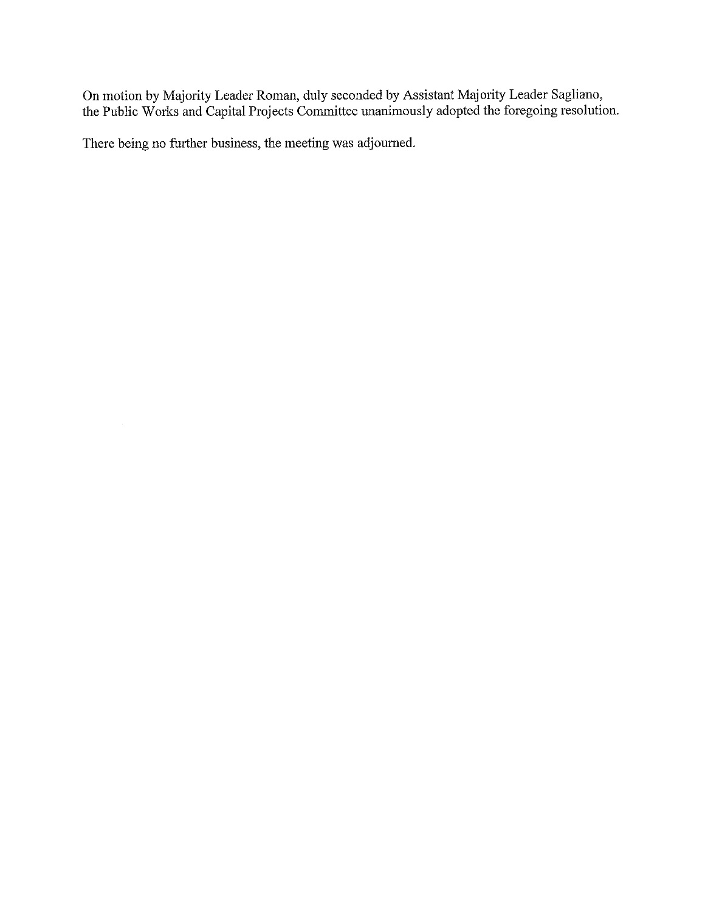On motion by Majority Leader Roman, duly seconded by Assistant Majority Leader Sagliano, the Public Works and Capital Projects Committee unanimously adopted the foregoing resolution.

There being no further business, the meeting was adjourned.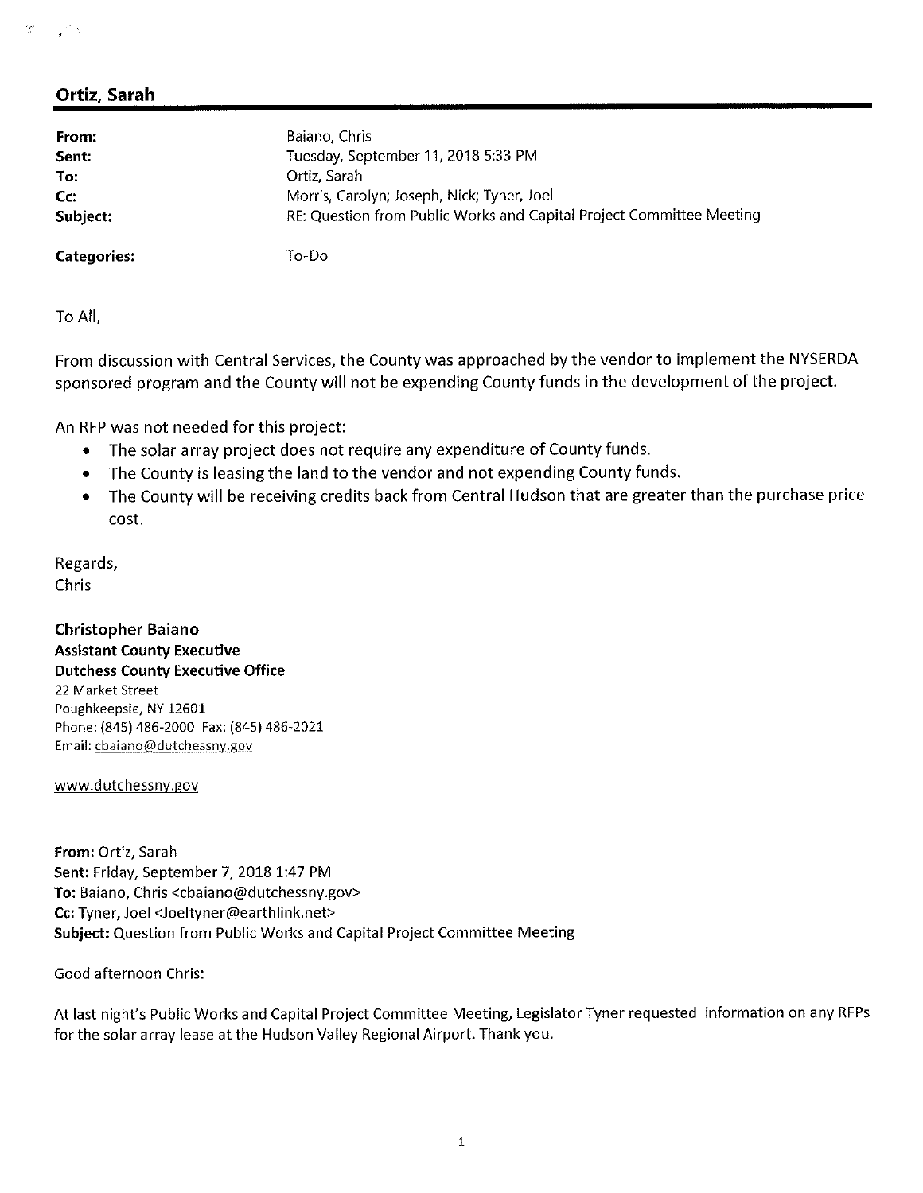## Ortiz, Sarah

| | |
|---|---|
| **From:** | Baiano, Chris |
| **Sent:** | Tuesday, September 11, 2018 5:33 PM |
| **To:** | Ortiz, Sarah |
| **Cc:** | Morris, Carolyn; Joseph, Nick; Tyner, Joel |
| **Subject:** | RE: Question from Public Works and Capital Project Committee Meeting |
| **Categories:** | To-Do |

To All,

From discussion with Central Services, the County was approached by the vendor to implement the NYSERDA sponsored program and the County will not be expending County funds in the development of the project.

An RFP was not needed for this project:

- The solar array project does not require any expenditure of County funds.
- The County is leasing the land to the vendor and not expending County funds.
- The County will be receiving credits back from Central Hudson that are greater than the purchase price cost.

Regards,
Chris

**Christopher Baiano**
**Assistant County Executive**
**Dutchess County Executive Office**
22 Market Street
Poughkeepsie, NY 12601
Phone: (845) 486-2000 Fax: (845) 486-2021
Email: cbaiano@dutchessny.gov

www.dutchessny.gov

**From:** Ortiz, Sarah
**Sent:** Friday, September 7, 2018 1:47 PM
**To:** Baiano, Chris <cbaiano@dutchessny.gov>
**Cc:** Tyner, Joel <Joeltyner@earthlink.net>
**Subject:** Question from Public Works and Capital Project Committee Meeting

Good afternoon Chris:

At last night's Public Works and Capital Project Committee Meeting, Legislator Tyner requested information on any RFPs for the solar array lease at the Hudson Valley Regional Airport. Thank you.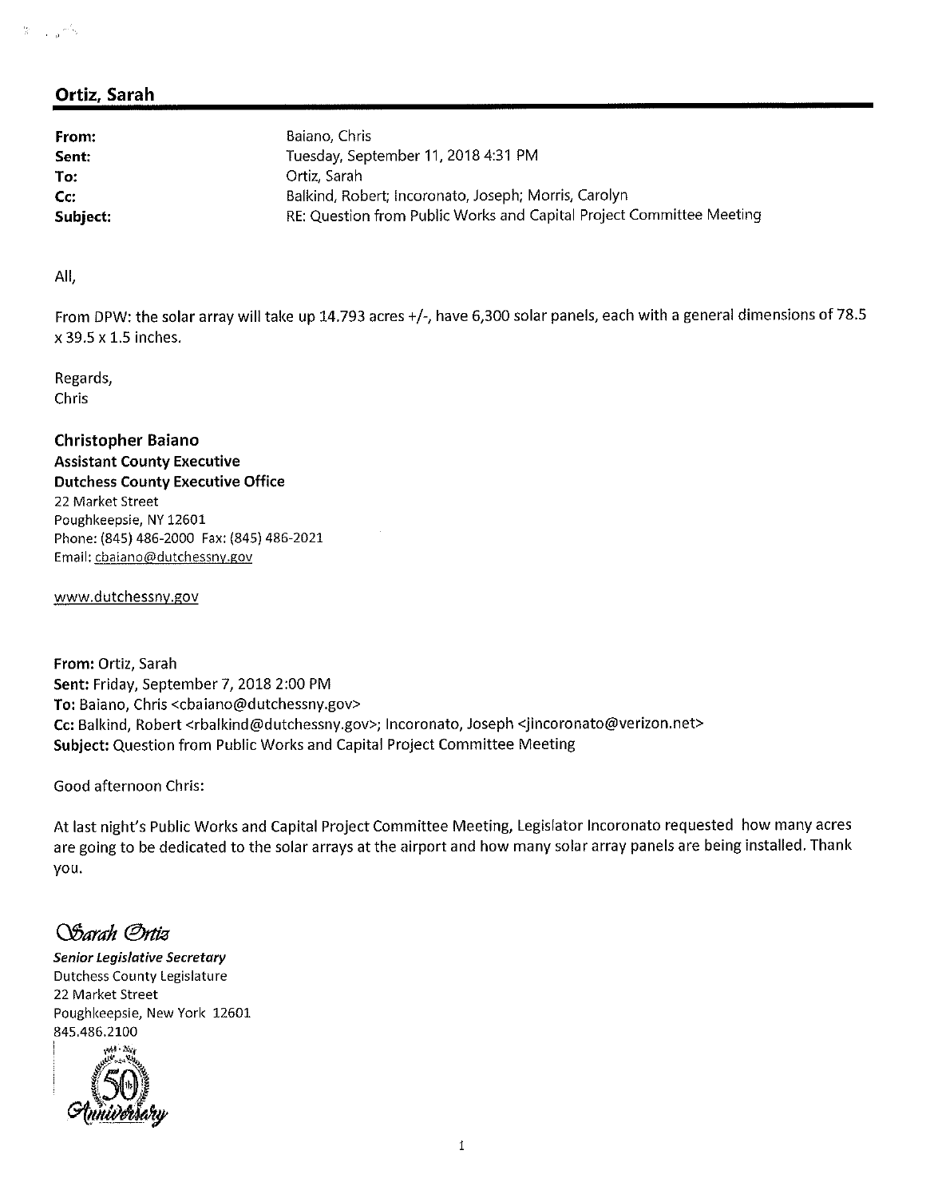## Ortiz, Sarah

| | |
|---|---|
| **From:** | Baiano, Chris |
| **Sent:** | Tuesday, September 11, 2018 4:31 PM |
| **To:** | Ortiz, Sarah |
| **Cc:** | Balkind, Robert; Incoronato, Joseph; Morris, Carolyn |
| **Subject:** | RE: Question from Public Works and Capital Project Committee Meeting |

All,

From DPW: the solar array will take up 14.793 acres +/-, have 6,300 solar panels, each with a general dimensions of 78.5 x 39.5 x 1.5 inches.

Regards,
Chris

**Christopher Baiano**
**Assistant County Executive**
**Dutchess County Executive Office**
22 Market Street
Poughkeepsie, NY 12601
Phone: (845) 486-2000 Fax: (845) 486-2021
Email: cbaiano@dutchessny.gov

www.dutchessny.gov

**From:** Ortiz, Sarah
**Sent:** Friday, September 7, 2018 2:00 PM
**To:** Baiano, Chris <cbaiano@dutchessny.gov>
**Cc:** Balkind, Robert <rbalkind@dutchessny.gov>; Incoronato, Joseph <jincoronato@verizon.net>
**Subject:** Question from Public Works and Capital Project Committee Meeting

Good afternoon Chris:

At last night's Public Works and Capital Project Committee Meeting, Legislator Incoronato requested how many acres are going to be dedicated to the solar arrays at the airport and how many solar array panels are being installed. Thank you.

*Sarah Ortiz*
***Senior Legislative Secretary***
Dutchess County Legislature
22 Market Street
Poughkeepsie, New York 12601
845.486.2100